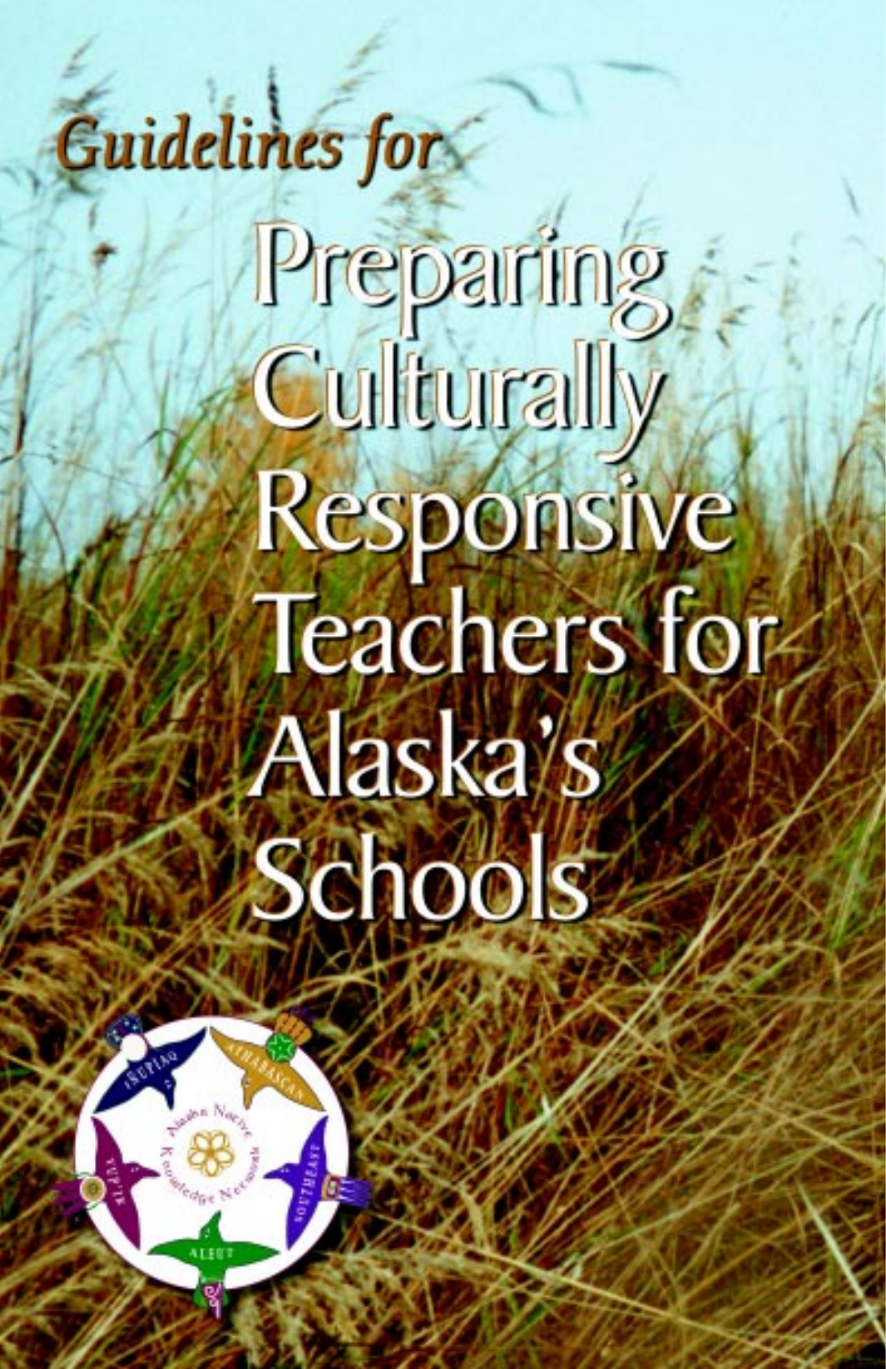# Guidelines for Preparing Culturally Responsive Teachers for Alaska's Schools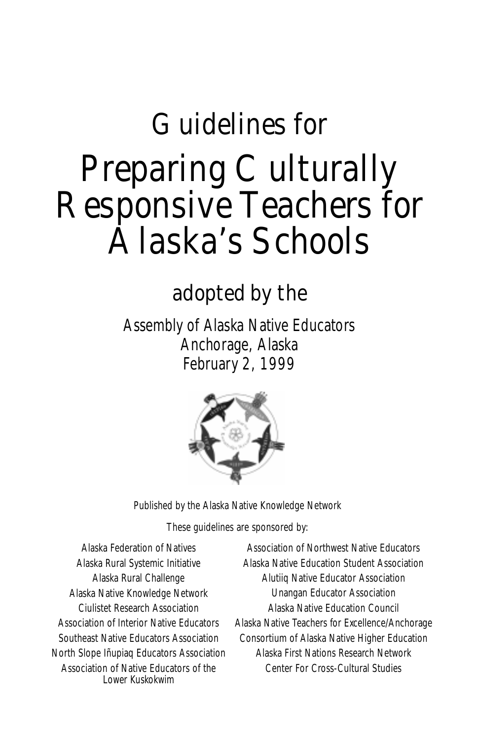# Guidelines for

# Preparing Culturally Responsive Teachers for Alaska's Schools

## adopted by the

Assembly of Alaska Native Educators
Anchorage, Alaska
February 2, 1999

Published by the Alaska Native Knowledge Network

These guidelines are sponsored by:

Alaska Federation of Natives
Alaska Rural Systemic Initiative
Alaska Rural Challenge
Alaska Native Knowledge Network
Ciulistet Research Association
Association of Interior Native Educators
Southeast Native Educators Association
North Slope Iñupiaq Educators Association
Association of Native Educators of the Lower Kuskokwim
Association of Northwest Native Educators
Alaska Native Education Student Association
Alutiiq Native Educator Association
Unangan Educator Association
Alaska Native Education Council
Alaska Native Teachers for Excellence/Anchorage
Consortium of Alaska Native Higher Education
Alaska First Nations Research Network
Center For Cross-Cultural Studies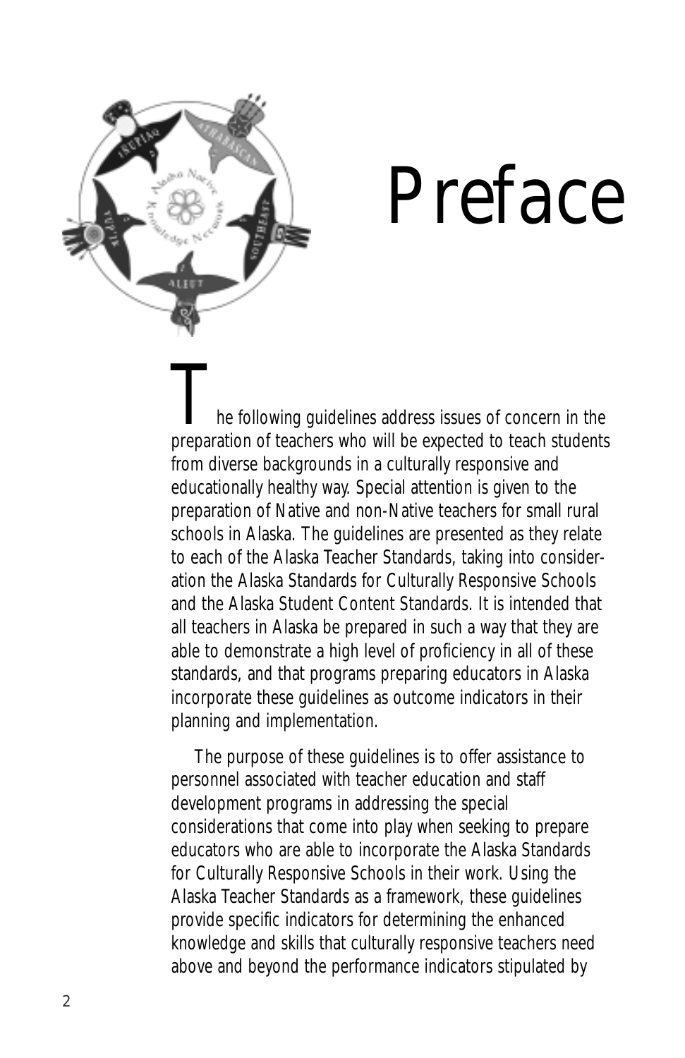# Preface

The following guidelines address issues of concern in the preparation of teachers who will be expected to teach students from diverse backgrounds in a culturally responsive and educationally healthy way. Special attention is given to the preparation of Native and non-Native teachers for small rural schools in Alaska. The guidelines are presented as they relate to each of the Alaska Teacher Standards, taking into consideration the Alaska Standards for Culturally Responsive Schools and the Alaska Student Content Standards. It is intended that all teachers in Alaska be prepared in such a way that they are able to demonstrate a high level of proficiency in all of these standards, and that programs preparing educators in Alaska incorporate these guidelines as outcome indicators in their planning and implementation.

The purpose of these guidelines is to offer assistance to personnel associated with teacher education and staff development programs in addressing the special considerations that come into play when seeking to prepare educators who are able to incorporate the Alaska Standards for Culturally Responsive Schools in their work. Using the Alaska Teacher Standards as a framework, these guidelines provide specific indicators for determining the enhanced knowledge and skills that culturally responsive teachers need above and beyond the performance indicators stipulated by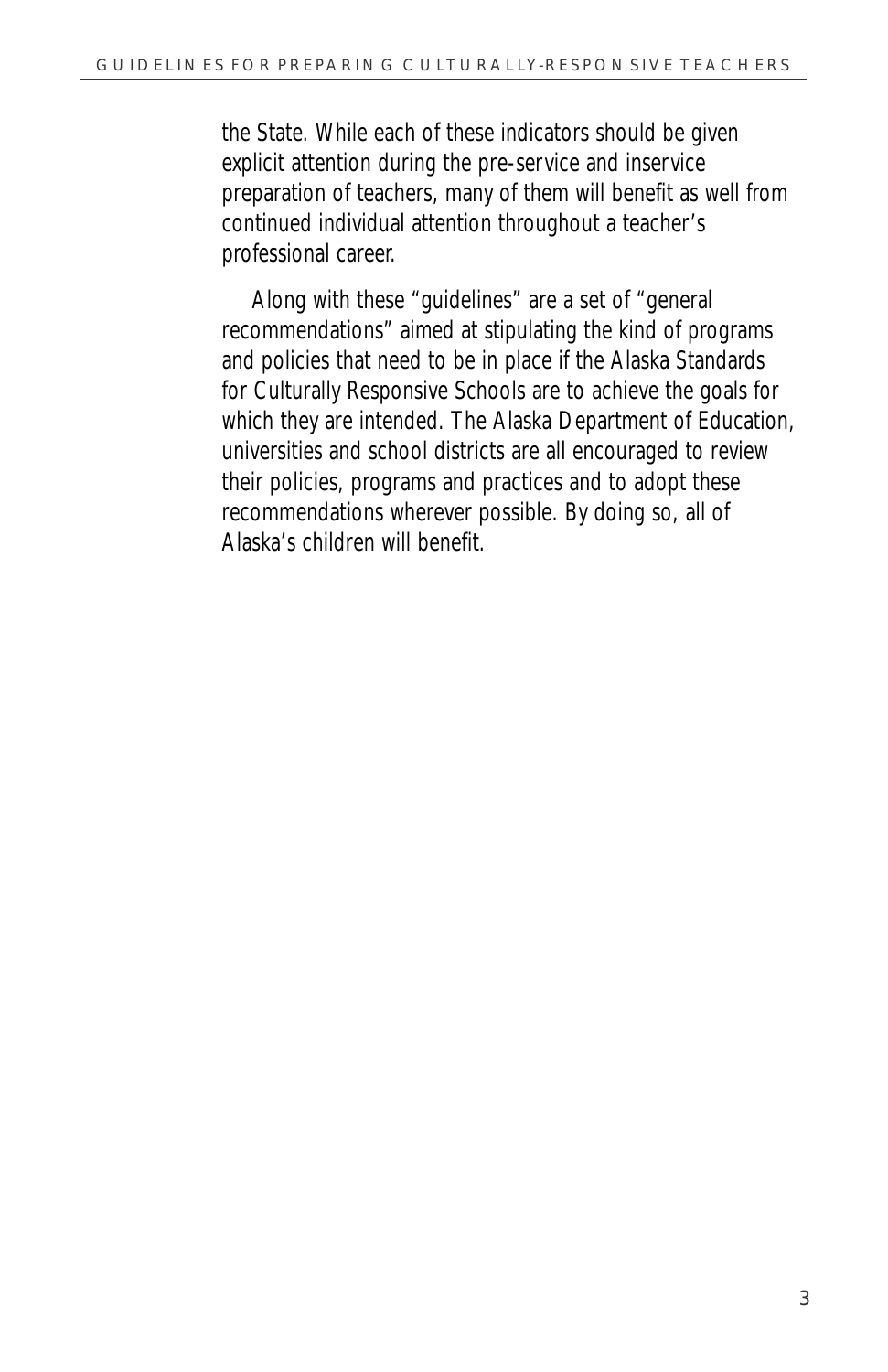the State. While each of these indicators should be given explicit attention during the pre-service and inservice preparation of teachers, many of them will benefit as well from continued individual attention throughout a teacher's professional career.

Along with these "guidelines" are a set of "general recommendations" aimed at stipulating the kind of programs and policies that need to be in place if the Alaska Standards for Culturally Responsive Schools are to achieve the goals for which they are intended. The Alaska Department of Education, universities and school districts are all encouraged to review their policies, programs and practices and to adopt these recommendations wherever possible. By doing so, all of Alaska's children will benefit.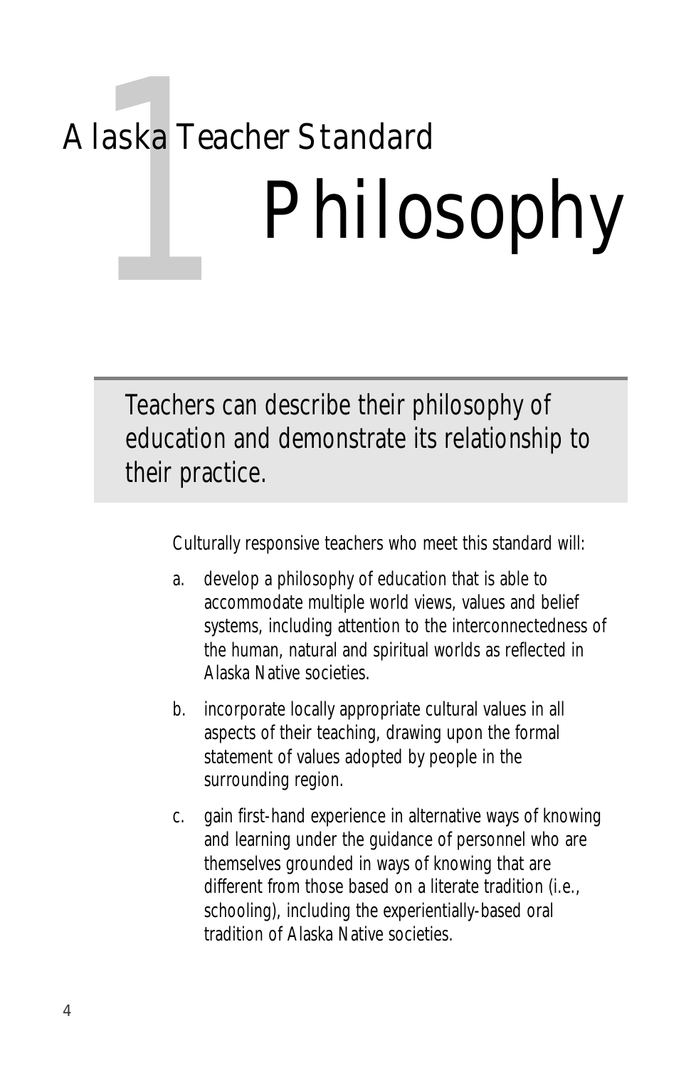# 1 Alaska Teacher Standard

# Philosophy

## Teachers can describe their philosophy of education and demonstrate its relationship to their practice.

Culturally responsive teachers who meet this standard will:

a. develop a philosophy of education that is able to accommodate multiple world views, values and belief systems, including attention to the interconnectedness of the human, natural and spiritual worlds as reflected in Alaska Native societies.

b. incorporate locally appropriate cultural values in all aspects of their teaching, drawing upon the formal statement of values adopted by people in the surrounding region.

c. gain first-hand experience in alternative ways of knowing and learning under the guidance of personnel who are themselves grounded in ways of knowing that are different from those based on a literate tradition (i.e., schooling), including the experientially-based oral tradition of Alaska Native societies.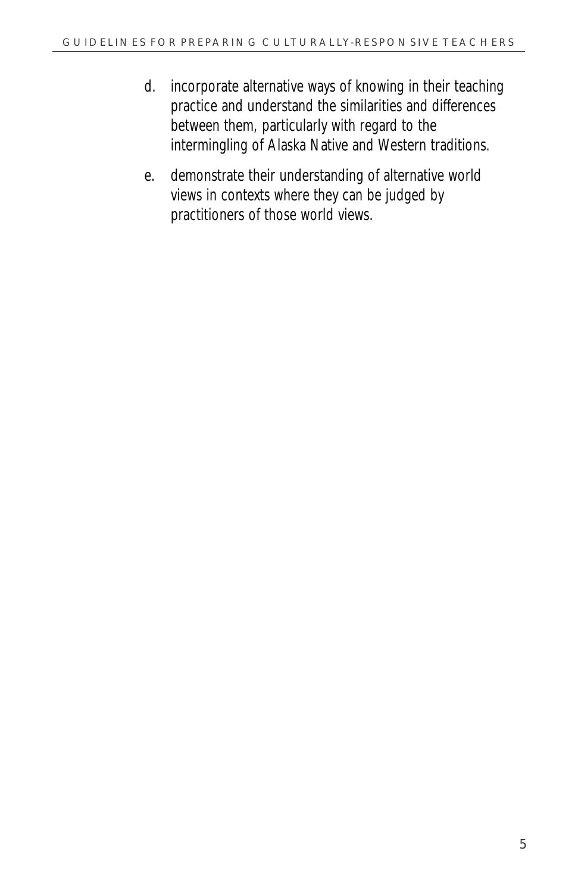d. incorporate alternative ways of knowing in their teaching practice and understand the similarities and differences between them, particularly with regard to the intermingling of Alaska Native and Western traditions.

e. demonstrate their understanding of alternative world views in contexts where they can be judged by practitioners of those world views.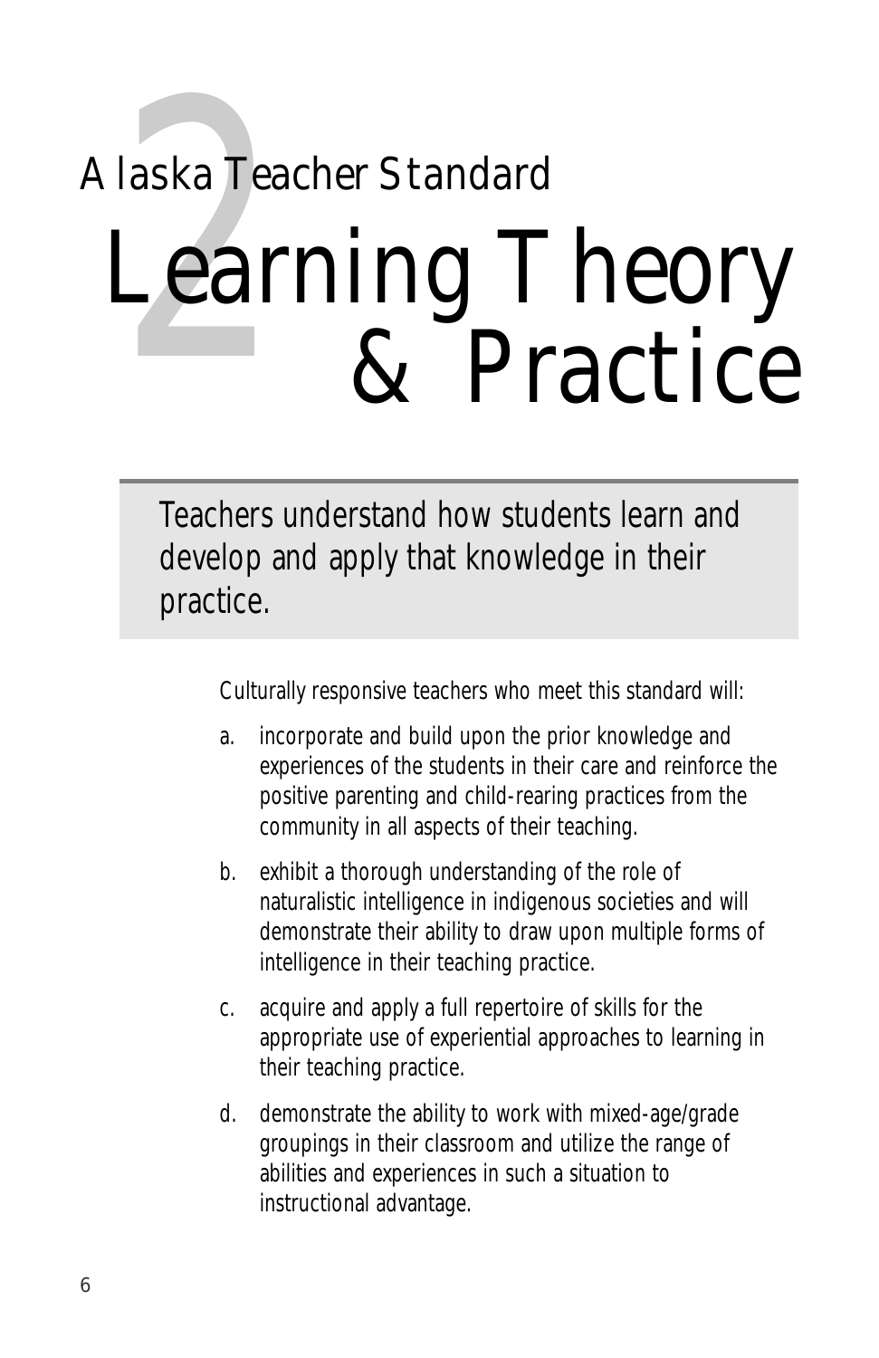2

Alaska Teacher Standard

# Learning Theory & Practice

Teachers understand how students learn and develop and apply that knowledge in their practice.

Culturally responsive teachers who meet this standard will:

a. incorporate and build upon the prior knowledge and experiences of the students in their care and reinforce the positive parenting and child-rearing practices from the community in all aspects of their teaching.

b. exhibit a thorough understanding of the role of naturalistic intelligence in indigenous societies and will demonstrate their ability to draw upon multiple forms of intelligence in their teaching practice.

c. acquire and apply a full repertoire of skills for the appropriate use of experiential approaches to learning in their teaching practice.

d. demonstrate the ability to work with mixed-age/grade groupings in their classroom and utilize the range of abilities and experiences in such a situation to instructional advantage.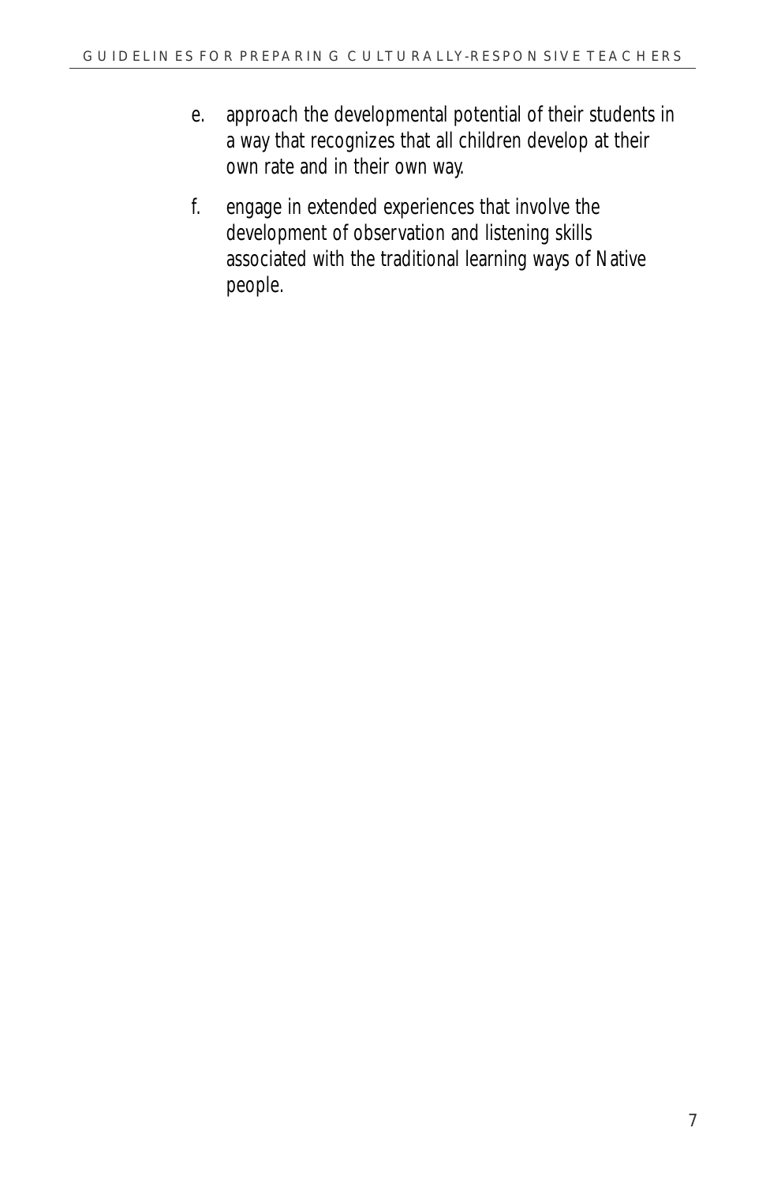e. approach the developmental potential of their students in a way that recognizes that all children develop at their own rate and in their own way.

f. engage in extended experiences that involve the development of observation and listening skills associated with the traditional learning ways of Native people.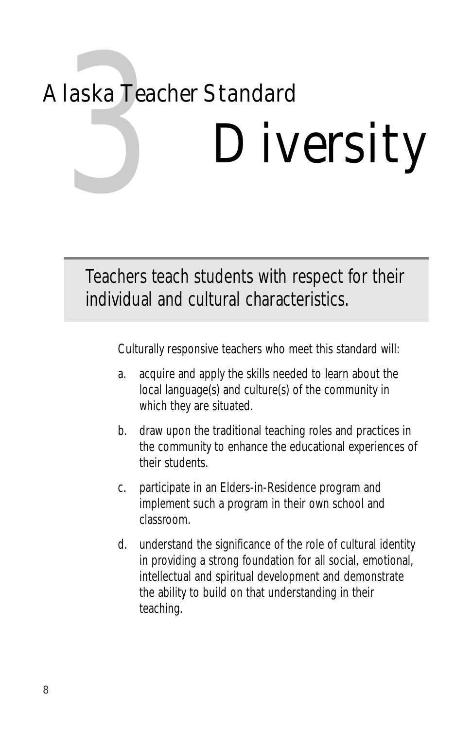# 3 Alaska Teacher Standard

# Diversity

Teachers teach students with respect for their individual and cultural characteristics.

Culturally responsive teachers who meet this standard will:

a. acquire and apply the skills needed to learn about the local language(s) and culture(s) of the community in which they are situated.

b. draw upon the traditional teaching roles and practices in the community to enhance the educational experiences of their students.

c. participate in an Elders-in-Residence program and implement such a program in their own school and classroom.

d. understand the significance of the role of cultural identity in providing a strong foundation for all social, emotional, intellectual and spiritual development and demonstrate the ability to build on that understanding in their teaching.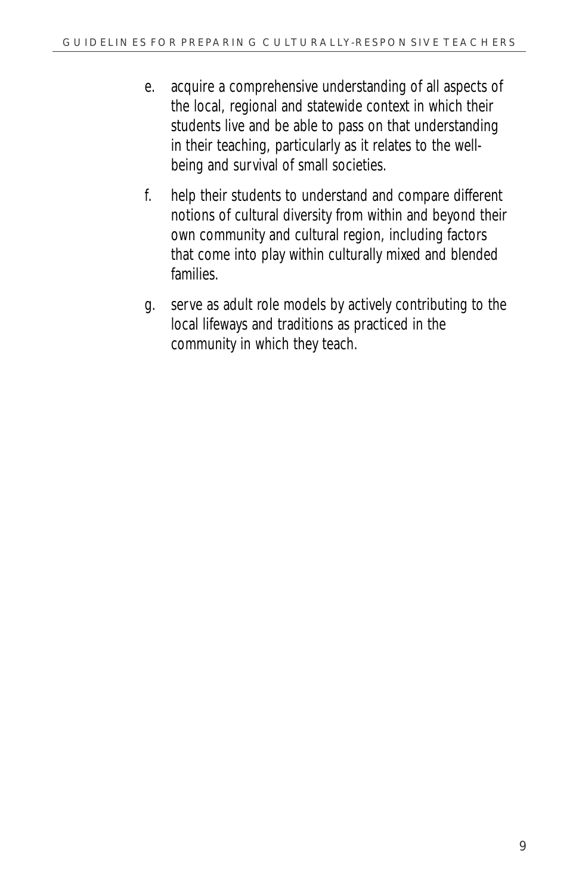e. acquire a comprehensive understanding of all aspects of the local, regional and statewide context in which their students live and be able to pass on that understanding in their teaching, particularly as it relates to the well-being and survival of small societies.

f. help their students to understand and compare different notions of cultural diversity from within and beyond their own community and cultural region, including factors that come into play within culturally mixed and blended families.

g. serve as adult role models by actively contributing to the local lifeways and traditions as practiced in the community in which they teach.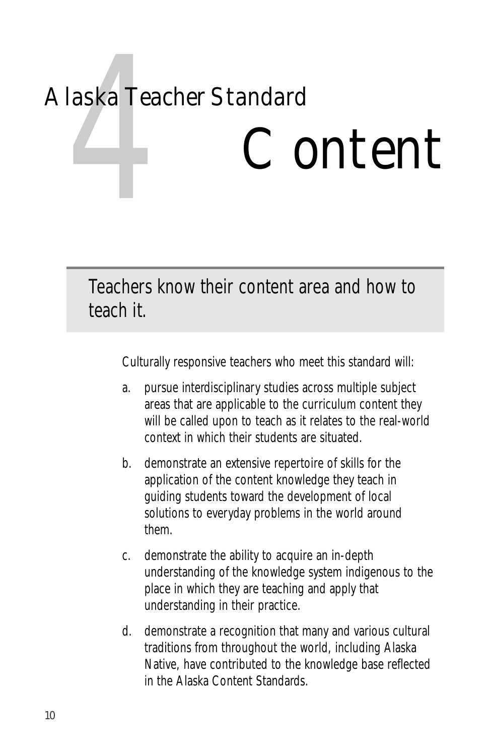# 4 Alaska Teacher Standard

# Content

## Teachers know their content area and how to teach it.

Culturally responsive teachers who meet this standard will:

a. pursue interdisciplinary studies across multiple subject areas that are applicable to the curriculum content they will be called upon to teach as it relates to the real-world context in which their students are situated.

b. demonstrate an extensive repertoire of skills for the application of the content knowledge they teach in guiding students toward the development of local solutions to everyday problems in the world around them.

c. demonstrate the ability to acquire an in-depth understanding of the knowledge system indigenous to the place in which they are teaching and apply that understanding in their practice.

d. demonstrate a recognition that many and various cultural traditions from throughout the world, including Alaska Native, have contributed to the knowledge base reflected in the Alaska Content Standards.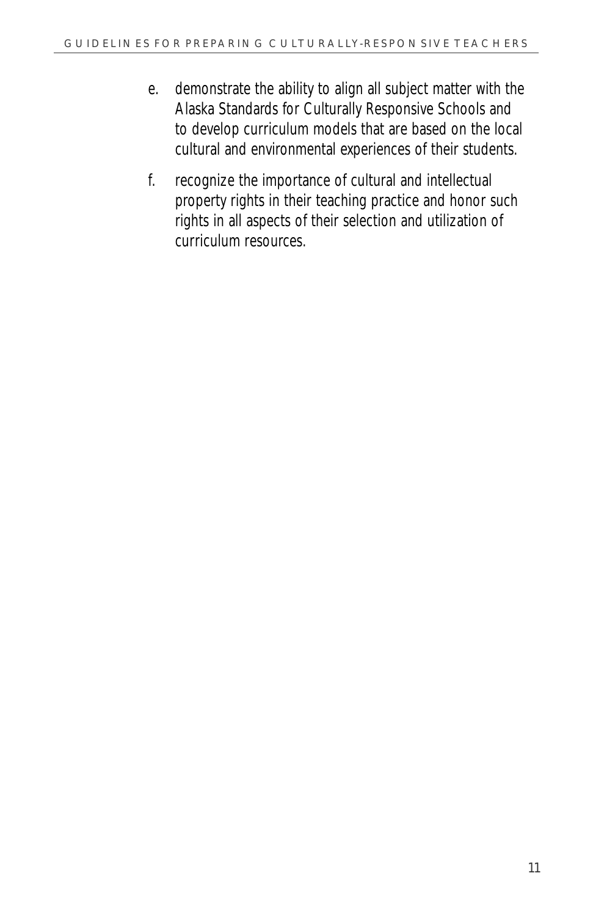e. demonstrate the ability to align all subject matter with the Alaska Standards for Culturally Responsive Schools and to develop curriculum models that are based on the local cultural and environmental experiences of their students.

f. recognize the importance of cultural and intellectual property rights in their teaching practice and honor such rights in all aspects of their selection and utilization of curriculum resources.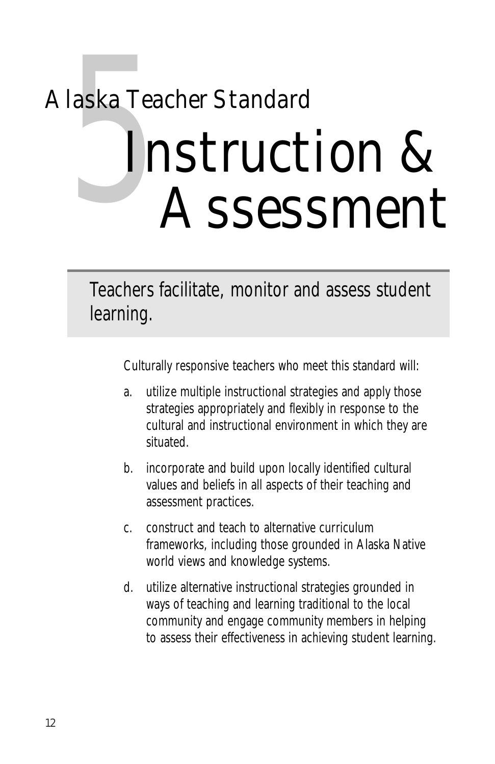# 5 Alaska Teacher Standard

# Instruction & Assessment

## Teachers facilitate, monitor and assess student learning.

Culturally responsive teachers who meet this standard will:

a. utilize multiple instructional strategies and apply those strategies appropriately and flexibly in response to the cultural and instructional environment in which they are situated.

b. incorporate and build upon locally identified cultural values and beliefs in all aspects of their teaching and assessment practices.

c. construct and teach to alternative curriculum frameworks, including those grounded in Alaska Native world views and knowledge systems.

d. utilize alternative instructional strategies grounded in ways of teaching and learning traditional to the local community and engage community members in helping to assess their effectiveness in achieving student learning.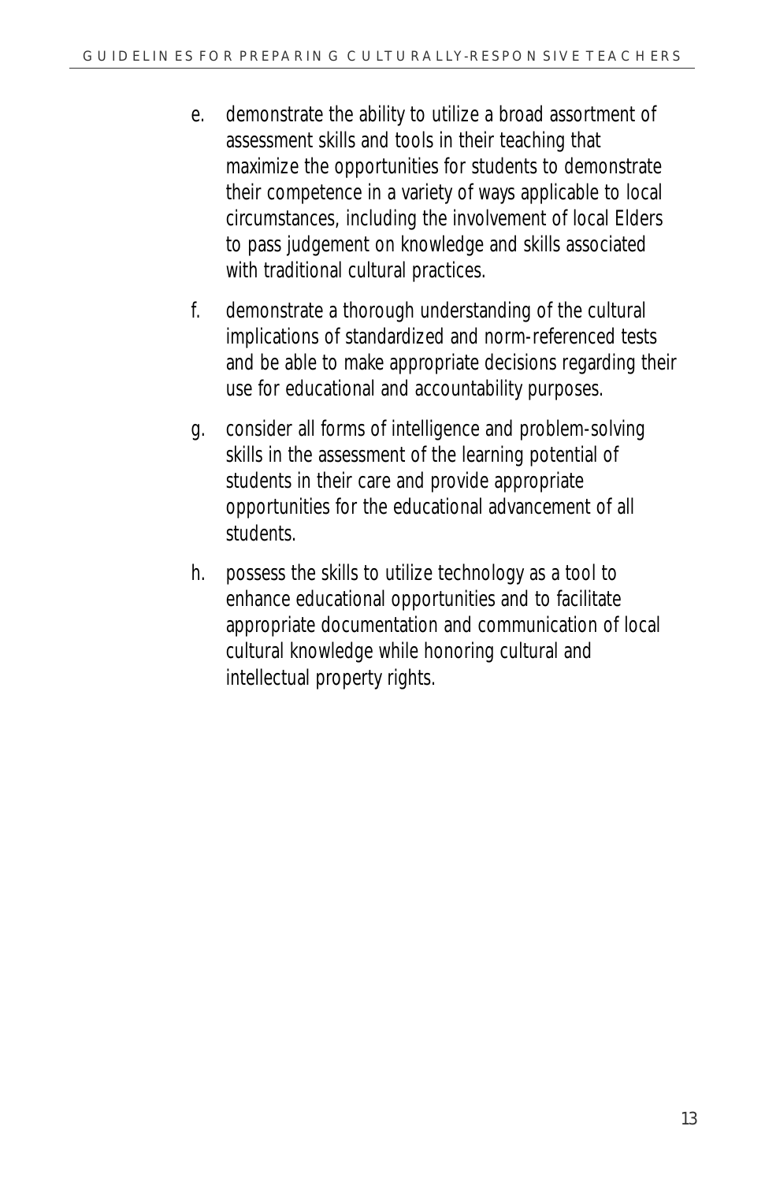e. demonstrate the ability to utilize a broad assortment of assessment skills and tools in their teaching that maximize the opportunities for students to demonstrate their competence in a variety of ways applicable to local circumstances, including the involvement of local Elders to pass judgement on knowledge and skills associated with traditional cultural practices.

f. demonstrate a thorough understanding of the cultural implications of standardized and norm-referenced tests and be able to make appropriate decisions regarding their use for educational and accountability purposes.

g. consider all forms of intelligence and problem-solving skills in the assessment of the learning potential of students in their care and provide appropriate opportunities for the educational advancement of all students.

h. possess the skills to utilize technology as a tool to enhance educational opportunities and to facilitate appropriate documentation and communication of local cultural knowledge while honoring cultural and intellectual property rights.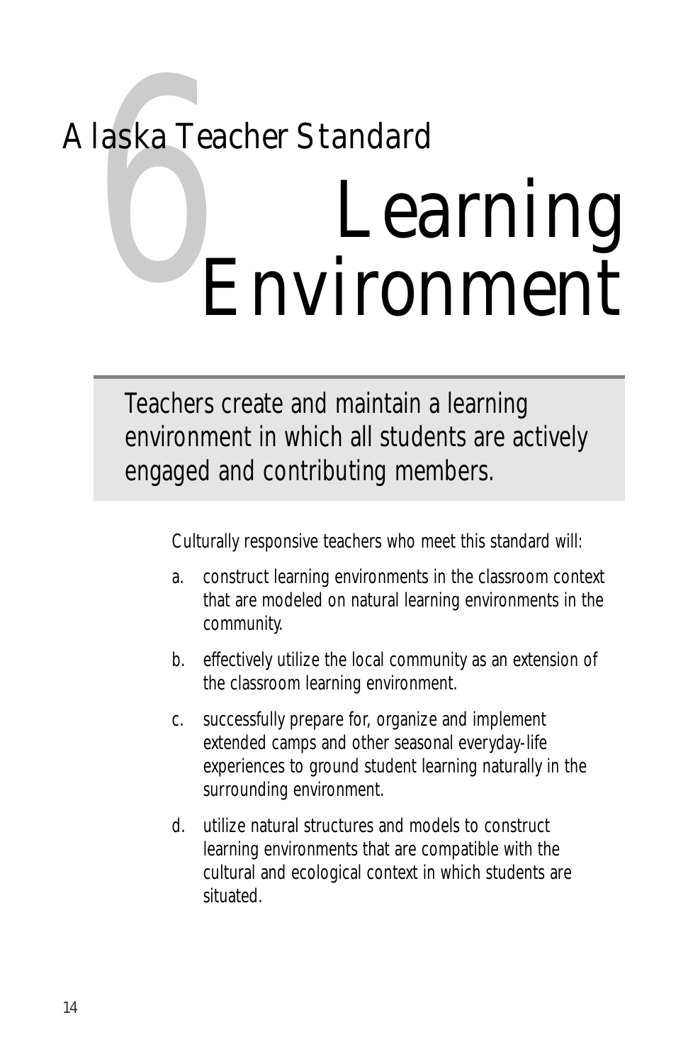# 6 Alaska Teacher Standard

# Learning Environment

Teachers create and maintain a learning environment in which all students are actively engaged and contributing members.

Culturally responsive teachers who meet this standard will:

a. construct learning environments in the classroom context that are modeled on natural learning environments in the community.

b. effectively utilize the local community as an extension of the classroom learning environment.

c. successfully prepare for, organize and implement extended camps and other seasonal everyday-life experiences to ground student learning naturally in the surrounding environment.

d. utilize natural structures and models to construct learning environments that are compatible with the cultural and ecological context in which students are situated.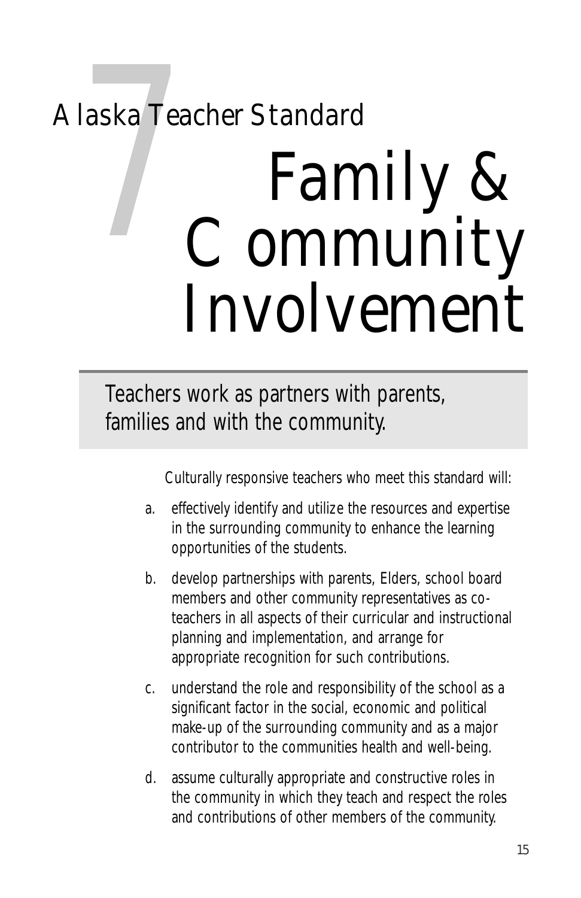# 7 Alaska Teacher Standard

# Family & Community Involvement

Teachers work as partners with parents, families and with the community.

Culturally responsive teachers who meet this standard will:

a. effectively identify and utilize the resources and expertise in the surrounding community to enhance the learning opportunities of the students.

b. develop partnerships with parents, Elders, school board members and other community representatives as co-teachers in all aspects of their curricular and instructional planning and implementation, and arrange for appropriate recognition for such contributions.

c. understand the role and responsibility of the school as a significant factor in the social, economic and political make-up of the surrounding community and as a major contributor to the communities health and well-being.

d. assume culturally appropriate and constructive roles in the community in which they teach and respect the roles and contributions of other members of the community.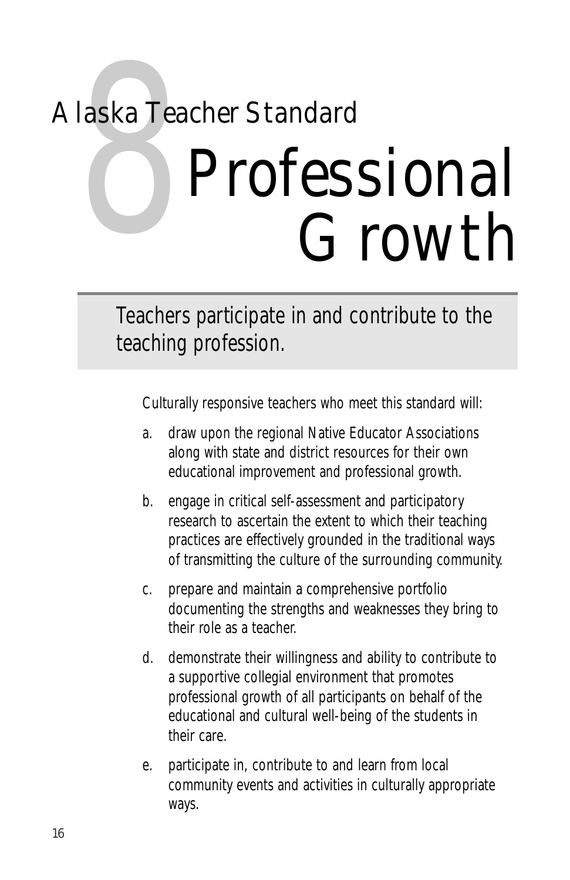# Alaska Teacher Standard 8

# Professional Growth

Teachers participate in and contribute to the teaching profession.

Culturally responsive teachers who meet this standard will:

a. draw upon the regional Native Educator Associations along with state and district resources for their own educational improvement and professional growth.

b. engage in critical self-assessment and participatory research to ascertain the extent to which their teaching practices are effectively grounded in the traditional ways of transmitting the culture of the surrounding community.

c. prepare and maintain a comprehensive portfolio documenting the strengths and weaknesses they bring to their role as a teacher.

d. demonstrate their willingness and ability to contribute to a supportive collegial environment that promotes professional growth of all participants on behalf of the educational and cultural well-being of the students in their care.

e. participate in, contribute to and learn from local community events and activities in culturally appropriate ways.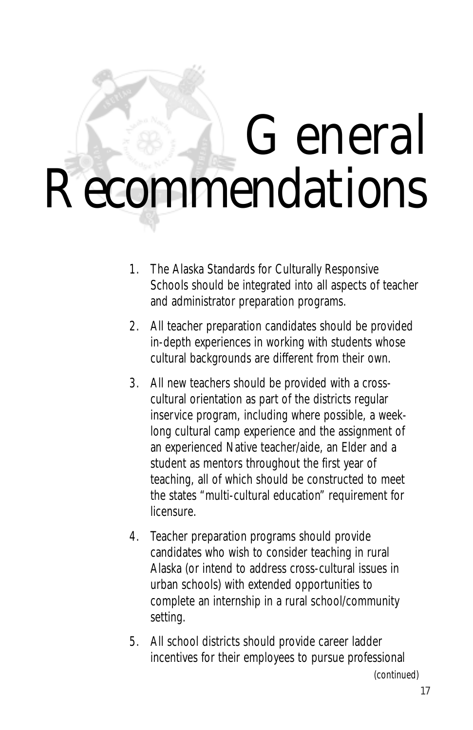# General Recommendations

1. The Alaska Standards for Culturally Responsive Schools should be integrated into all aspects of teacher and administrator preparation programs.
2. All teacher preparation candidates should be provided in-depth experiences in working with students whose cultural backgrounds are different from their own.
3. All new teachers should be provided with a cross-cultural orientation as part of the districts regular inservice program, including where possible, a week-long cultural camp experience and the assignment of an experienced Native teacher/aide, an Elder and a student as mentors throughout the first year of teaching, all of which should be constructed to meet the states "multi-cultural education" requirement for licensure.
4. Teacher preparation programs should provide candidates who wish to consider teaching in rural Alaska (or intend to address cross-cultural issues in urban schools) with extended opportunities to complete an internship in a rural school/community setting.
5. All school districts should provide career ladder incentives for their employees to pursue professional

*(continued)*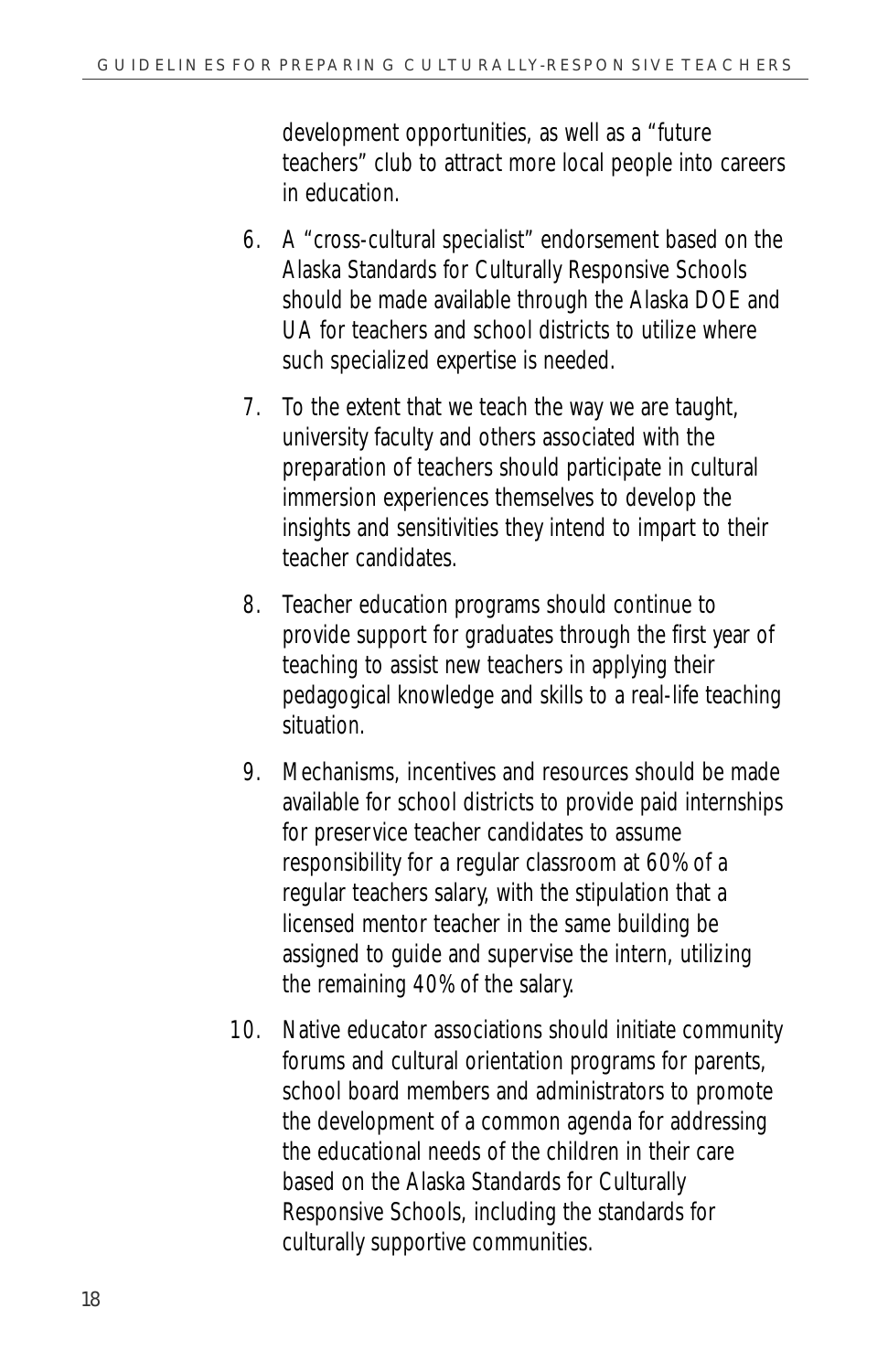development opportunities, as well as a "future teachers" club to attract more local people into careers in education.

6. A "cross-cultural specialist" endorsement based on the Alaska Standards for Culturally Responsive Schools should be made available through the Alaska DOE and UA for teachers and school districts to utilize where such specialized expertise is needed.

7. To the extent that we teach the way we are taught, university faculty and others associated with the preparation of teachers should participate in cultural immersion experiences themselves to develop the insights and sensitivities they intend to impart to their teacher candidates.

8. Teacher education programs should continue to provide support for graduates through the first year of teaching to assist new teachers in applying their pedagogical knowledge and skills to a real-life teaching situation.

9. Mechanisms, incentives and resources should be made available for school districts to provide paid internships for preservice teacher candidates to assume responsibility for a regular classroom at 60% of a regular teachers salary, with the stipulation that a licensed mentor teacher in the same building be assigned to guide and supervise the intern, utilizing the remaining 40% of the salary.

10. Native educator associations should initiate community forums and cultural orientation programs for parents, school board members and administrators to promote the development of a common agenda for addressing the educational needs of the children in their care based on the Alaska Standards for Culturally Responsive Schools, including the standards for culturally supportive communities.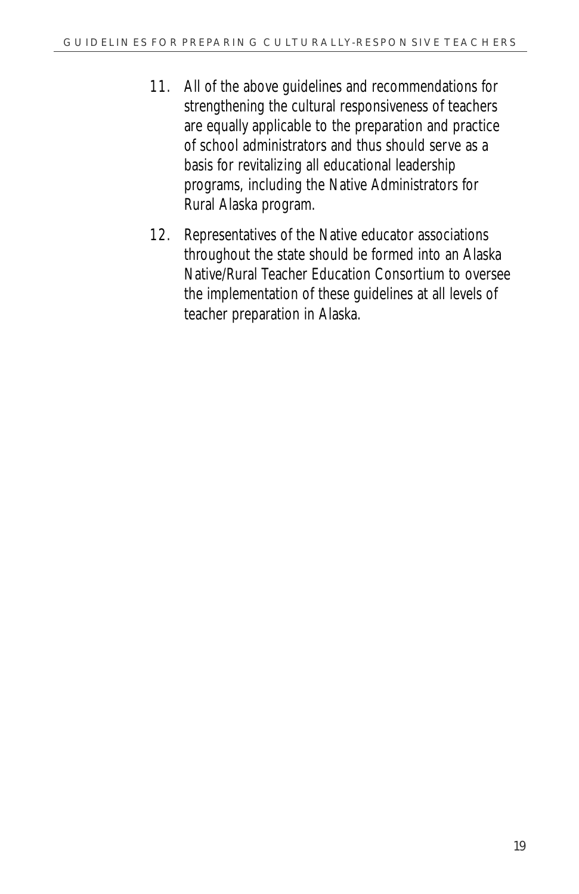11. All of the above guidelines and recommendations for strengthening the cultural responsiveness of teachers are equally applicable to the preparation and practice of school administrators and thus should serve as a basis for revitalizing all educational leadership programs, including the Native Administrators for Rural Alaska program.

12. Representatives of the Native educator associations throughout the state should be formed into an Alaska Native/Rural Teacher Education Consortium to oversee the implementation of these guidelines at all levels of teacher preparation in Alaska.